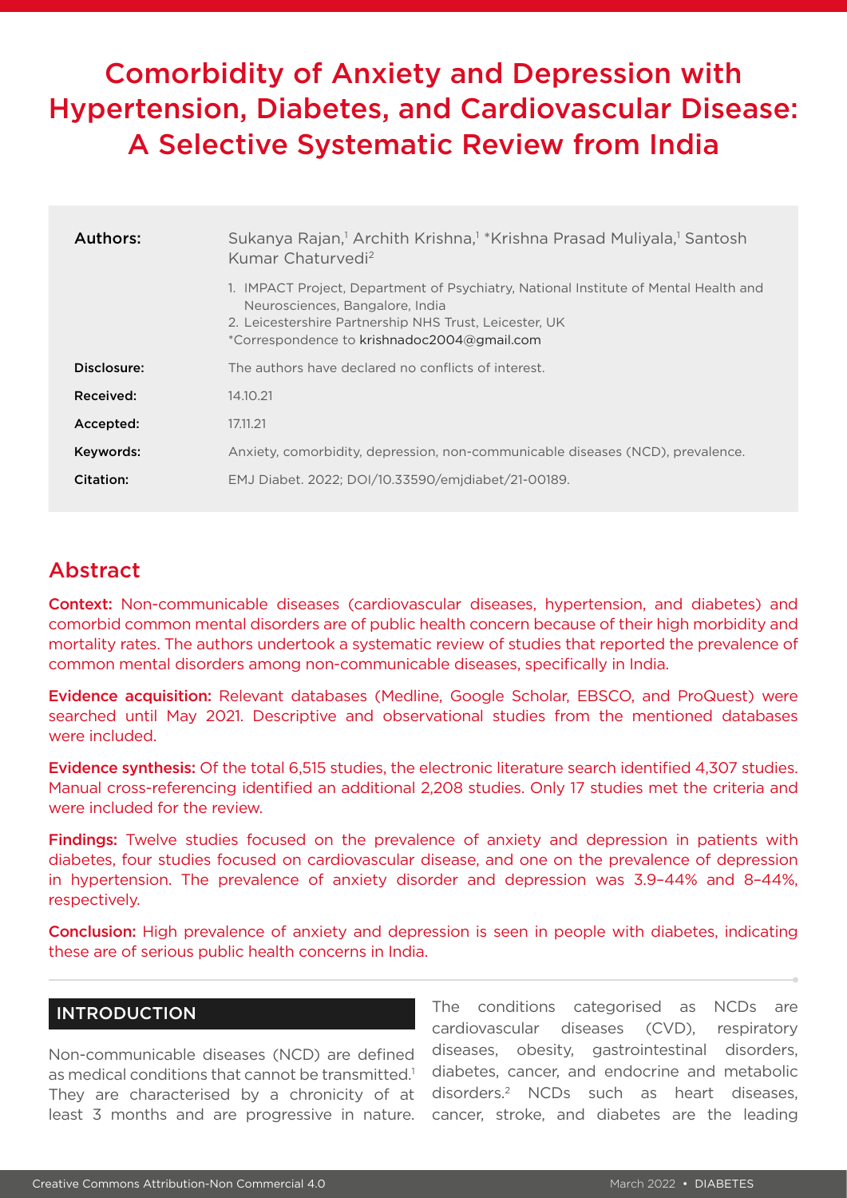# Comorbidity of Anxiety and Depression with Hypertension, Diabetes, and Cardiovascular Disease: A Selective Systematic Review from India

| | |
|---|---|
| **Authors:** | Sukanya Rajan,[1] Archith Krishna,[1] *Krishna Prasad Muliyala,[1] Santosh Kumar Chaturvedi[2] |
| | 1. IMPACT Project, Department of Psychiatry, National Institute of Mental Health and Neurosciences, Bangalore, India<br>2. Leicestershire Partnership NHS Trust, Leicester, UK<br>*Correspondence to krishnadoc2004@gmail.com |
| **Disclosure:** | The authors have declared no conflicts of interest. |
| **Received:** | 14.10.21 |
| **Accepted:** | 17.11.21 |
| **Keywords:** | Anxiety, comorbidity, depression, non-communicable diseases (NCD), prevalence. |
| **Citation:** | EMJ Diabet. 2022; DOI/10.33590/emjdiabet/21-00189. |

## Abstract

**Context:** Non-communicable diseases (cardiovascular diseases, hypertension, and diabetes) and comorbid common mental disorders are of public health concern because of their high morbidity and mortality rates. The authors undertook a systematic review of studies that reported the prevalence of common mental disorders among non-communicable diseases, specifically in India.

**Evidence acquisition:** Relevant databases (Medline, Google Scholar, EBSCO, and ProQuest) were searched until May 2021. Descriptive and observational studies from the mentioned databases were included.

**Evidence synthesis:** Of the total 6,515 studies, the electronic literature search identified 4,307 studies. Manual cross-referencing identified an additional 2,208 studies. Only 17 studies met the criteria and were included for the review.

**Findings:** Twelve studies focused on the prevalence of anxiety and depression in patients with diabetes, four studies focused on cardiovascular disease, and one on the prevalence of depression in hypertension. The prevalence of anxiety disorder and depression was 3.9–44% and 8–44%, respectively.

**Conclusion:** High prevalence of anxiety and depression is seen in people with diabetes, indicating these are of serious public health concerns in India.

## INTRODUCTION

Non-communicable diseases (NCD) are defined as medical conditions that cannot be transmitted.[1] They are characterised by a chronicity of at least 3 months and are progressive in nature. The conditions categorised as NCDs are cardiovascular diseases (CVD), respiratory diseases, obesity, gastrointestinal disorders, diabetes, cancer, and endocrine and metabolic disorders.[2] NCDs such as heart diseases, cancer, stroke, and diabetes are the leading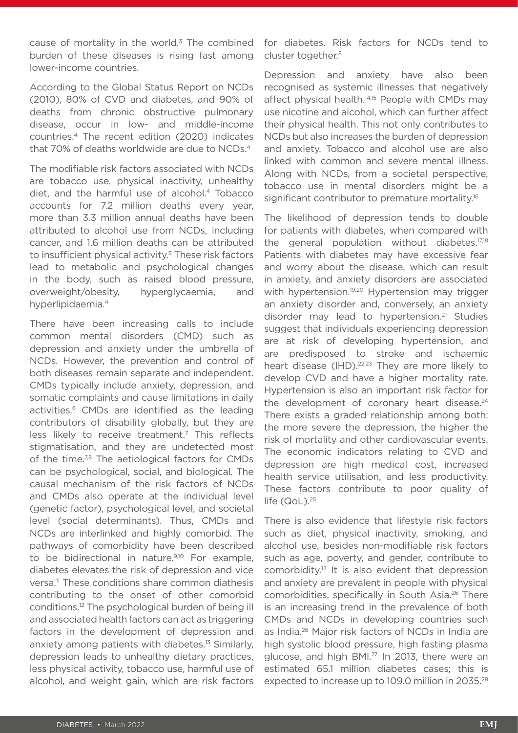cause of mortality in the world.[3] The combined burden of these diseases is rising fast among lower-income countries.

According to the Global Status Report on NCDs (2010), 80% of CVD and diabetes, and 90% of deaths from chronic obstructive pulmonary disease, occur in low- and middle-income countries.[4] The recent edition (2020) indicates that 70% of deaths worldwide are due to NCDs.[4]

The modifiable risk factors associated with NCDs are tobacco use, physical inactivity, unhealthy diet, and the harmful use of alcohol.[4] Tobacco accounts for 7.2 million deaths every year, more than 3.3 million annual deaths have been attributed to alcohol use from NCDs, including cancer, and 1.6 million deaths can be attributed to insufficient physical activity.[5] These risk factors lead to metabolic and psychological changes in the body, such as raised blood pressure, overweight/obesity, hyperglycaemia, and hyperlipidaemia.[4]

There have been increasing calls to include common mental disorders (CMD) such as depression and anxiety under the umbrella of NCDs. However, the prevention and control of both diseases remain separate and independent. CMDs typically include anxiety, depression, and somatic complaints and cause limitations in daily activities.[6] CMDs are identified as the leading contributors of disability globally, but they are less likely to receive treatment.[7] This reflects stigmatisation, and they are undetected most of the time.[7,8] The aetiological factors for CMDs can be psychological, social, and biological. The causal mechanism of the risk factors of NCDs and CMDs also operate at the individual level (genetic factor), psychological level, and societal level (social determinants). Thus, CMDs and NCDs are interlinked and highly comorbid. The pathways of comorbidity have been described to be bidirectional in nature.[9,10] For example, diabetes elevates the risk of depression and vice versa.[11] These conditions share common diathesis contributing to the onset of other comorbid conditions.[12] The psychological burden of being ill and associated health factors can act as triggering factors in the development of depression and anxiety among patients with diabetes.[13] Similarly, depression leads to unhealthy dietary practices, less physical activity, tobacco use, harmful use of alcohol, and weight gain, which are risk factors for diabetes. Risk factors for NCDs tend to cluster together.[8]

Depression and anxiety have also been recognised as systemic illnesses that negatively affect physical health.[14,15] People with CMDs may use nicotine and alcohol, which can further affect their physical health. This not only contributes to NCDs but also increases the burden of depression and anxiety. Tobacco and alcohol use are also linked with common and severe mental illness. Along with NCDs, from a societal perspective, tobacco use in mental disorders might be a significant contributor to premature mortality.[16]

The likelihood of depression tends to double for patients with diabetes, when compared with the general population without diabetes.[17,18] Patients with diabetes may have excessive fear and worry about the disease, which can result in anxiety, and anxiety disorders are associated with hypertension.[19,20] Hypertension may trigger an anxiety disorder and, conversely, an anxiety disorder may lead to hypertension.[21] Studies suggest that individuals experiencing depression are at risk of developing hypertension, and are predisposed to stroke and ischaemic heart disease (IHD).[22,23] They are more likely to develop CVD and have a higher mortality rate. Hypertension is also an important risk factor for the development of coronary heart disease.[24] There exists a graded relationship among both: the more severe the depression, the higher the risk of mortality and other cardiovascular events. The economic indicators relating to CVD and depression are high medical cost, increased health service utilisation, and less productivity. These factors contribute to poor quality of life (QoL).[25]

There is also evidence that lifestyle risk factors such as diet, physical inactivity, smoking, and alcohol use, besides non-modifiable risk factors such as age, poverty, and gender, contribute to comorbidity.[12] It is also evident that depression and anxiety are prevalent in people with physical comorbidities, specifically in South Asia.[26] There is an increasing trend in the prevalence of both CMDs and NCDs in developing countries such as India.[26] Major risk factors of NCDs in India are high systolic blood pressure, high fasting plasma glucose, and high BMI.[27] In 2013, there were an estimated 65.1 million diabetes cases; this is expected to increase up to 109.0 million in 2035.[28]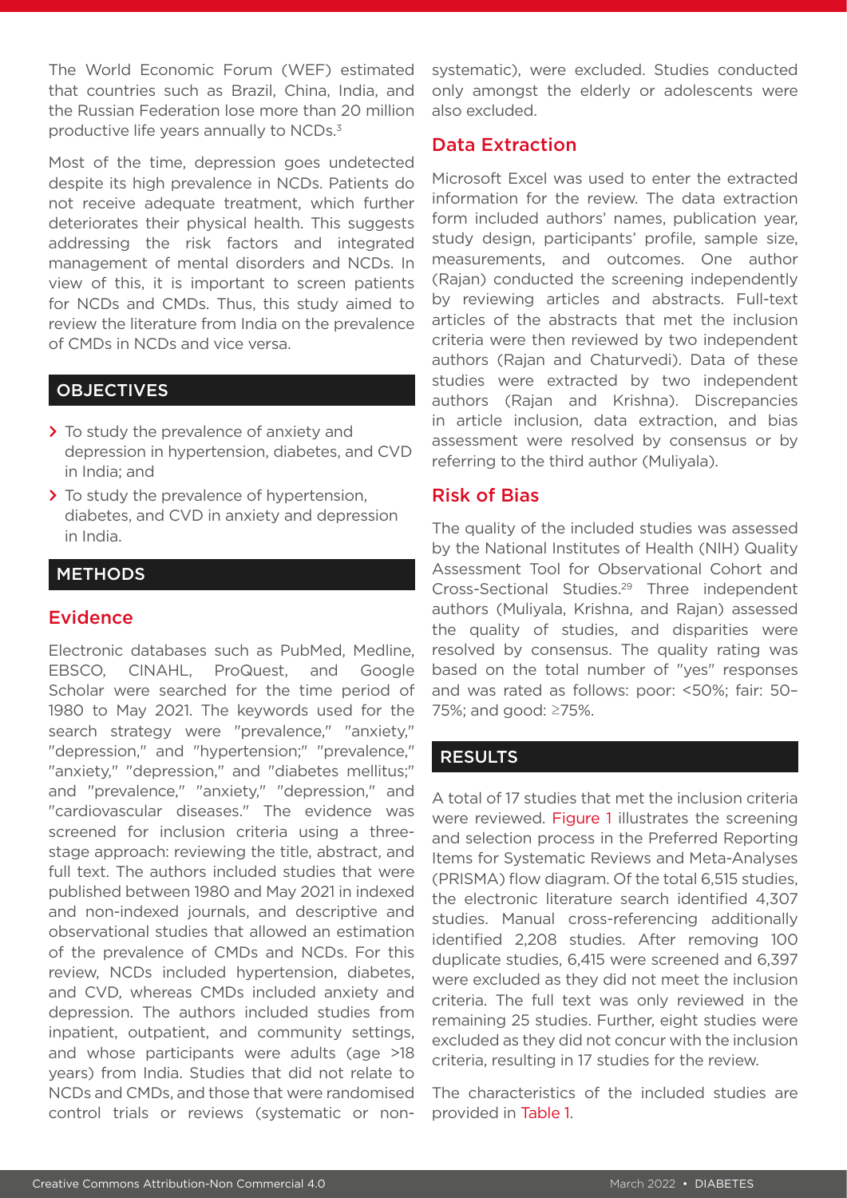The World Economic Forum (WEF) estimated that countries such as Brazil, China, India, and the Russian Federation lose more than 20 million productive life years annually to NCDs.[3]

Most of the time, depression goes undetected despite its high prevalence in NCDs. Patients do not receive adequate treatment, which further deteriorates their physical health. This suggests addressing the risk factors and integrated management of mental disorders and NCDs. In view of this, it is important to screen patients for NCDs and CMDs. Thus, this study aimed to review the literature from India on the prevalence of CMDs in NCDs and vice versa.

## OBJECTIVES

- To study the prevalence of anxiety and depression in hypertension, diabetes, and CVD in India; and
- To study the prevalence of hypertension, diabetes, and CVD in anxiety and depression in India.

## METHODS

### Evidence

Electronic databases such as PubMed, Medline, EBSCO, CINAHL, ProQuest, and Google Scholar were searched for the time period of 1980 to May 2021. The keywords used for the search strategy were "prevalence," "anxiety," "depression," and "hypertension;" "prevalence," "anxiety," "depression," and "diabetes mellitus;" and "prevalence," "anxiety," "depression," and "cardiovascular diseases." The evidence was screened for inclusion criteria using a three-stage approach: reviewing the title, abstract, and full text. The authors included studies that were published between 1980 and May 2021 in indexed and non-indexed journals, and descriptive and observational studies that allowed an estimation of the prevalence of CMDs and NCDs. For this review, NCDs included hypertension, diabetes, and CVD, whereas CMDs included anxiety and depression. The authors included studies from inpatient, outpatient, and community settings, and whose participants were adults (age >18 years) from India. Studies that did not relate to NCDs and CMDs, and those that were randomised control trials or reviews (systematic or non-systematic), were excluded. Studies conducted only amongst the elderly or adolescents were also excluded.

### Data Extraction

Microsoft Excel was used to enter the extracted information for the review. The data extraction form included authors' names, publication year, study design, participants' profile, sample size, measurements, and outcomes. One author (Rajan) conducted the screening independently by reviewing articles and abstracts. Full-text articles of the abstracts that met the inclusion criteria were then reviewed by two independent authors (Rajan and Chaturvedi). Data of these studies were extracted by two independent authors (Rajan and Krishna). Discrepancies in article inclusion, data extraction, and bias assessment were resolved by consensus or by referring to the third author (Muliyala).

### Risk of Bias

The quality of the included studies was assessed by the National Institutes of Health (NIH) Quality Assessment Tool for Observational Cohort and Cross-Sectional Studies.[29] Three independent authors (Muliyala, Krishna, and Rajan) assessed the quality of studies, and disparities were resolved by consensus. The quality rating was based on the total number of "yes" responses and was rated as follows: poor: <50%; fair: 50–75%; and good: ≥75%.

## RESULTS

A total of 17 studies that met the inclusion criteria were reviewed. Figure 1 illustrates the screening and selection process in the Preferred Reporting Items for Systematic Reviews and Meta-Analyses (PRISMA) flow diagram. Of the total 6,515 studies, the electronic literature search identified 4,307 studies. Manual cross-referencing additionally identified 2,208 studies. After removing 100 duplicate studies, 6,415 were screened and 6,397 were excluded as they did not meet the inclusion criteria. The full text was only reviewed in the remaining 25 studies. Further, eight studies were excluded as they did not concur with the inclusion criteria, resulting in 17 studies for the review.

The characteristics of the included studies are provided in Table 1.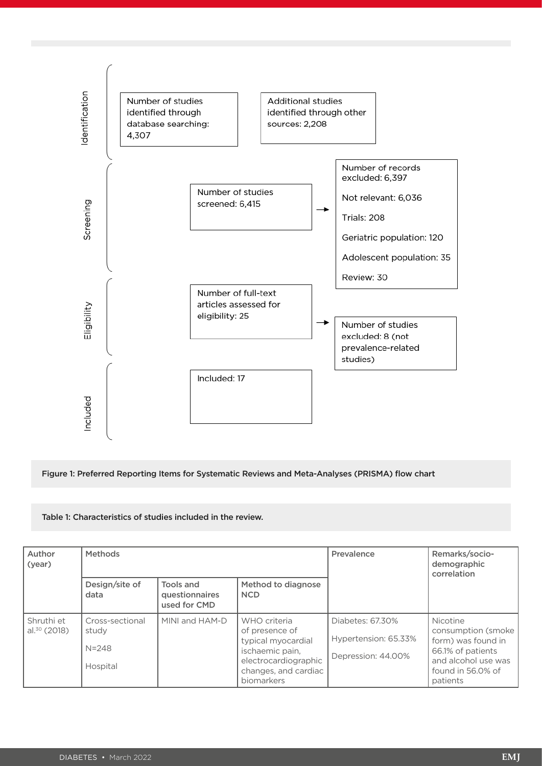**Identification**

Number of studies identified through database searching: 4,307

Additional studies identified through other sources: 2,208

**Screening**

Number of studies screened: 6,415 → Number of records excluded: 6,397

Not relevant: 6,036

Trials: 208

Geriatric population: 120

Adolescent population: 35

Review: 30

**Eligibility**

Number of full-text articles assessed for eligibility: 25 → Number of studies excluded: 8 (not prevalence-related studies)

**Included**

Included: 17

Figure 1: Preferred Reporting Items for Systematic Reviews and Meta-Analyses (PRISMA) flow chart

Table 1: Characteristics of studies included in the review.

| Author (year) | Methods | | | Prevalence | Remarks/socio-demographic correlation |
|---|---|---|---|---|---|
| | Design/site of data | Tools and questionnaires used for CMD | Method to diagnose NCD | | |
| Shruthi et al.[30] (2018) | Cross-sectional study<br><br>N=248<br><br>Hospital | MINI and HAM-D | WHO criteria of presence of typical myocardial ischaemic pain, electrocardiographic changes, and cardiac biomarkers | Diabetes: 67.30%<br><br>Hypertension: 65.33%<br><br>Depression: 44.00% | Nicotine consumption (smoke form) was found in 66.1% of patients and alcohol use was found in 56.0% of patients |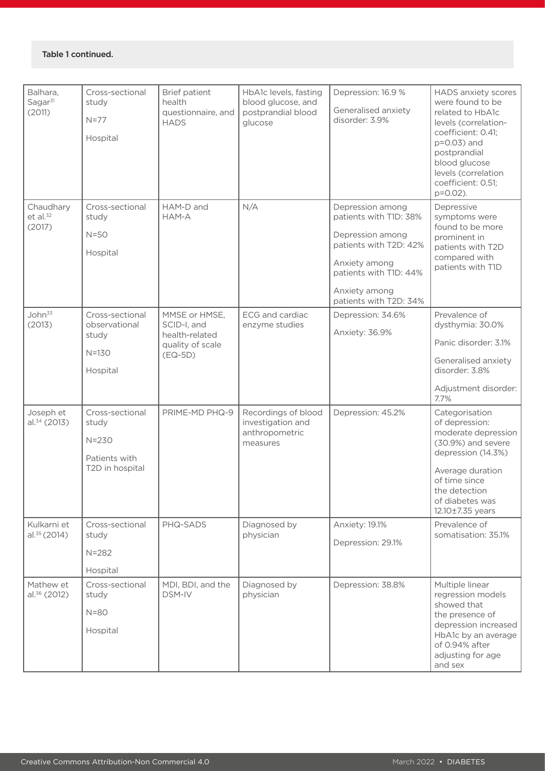Table 1 continued.

| | | | | | |
|---|---|---|---|---|---|
| Balhara, Sagar[31] (2011) | Cross-sectional study<br><br>N=77<br><br>Hospital | Brief patient health questionnaire, and HADS | HbA1c levels, fasting blood glucose, and postprandial blood glucose | Depression: 16.9 %<br><br>Generalised anxiety disorder: 3.9% | HADS anxiety scores were found to be related to HbA1c levels (correlation-coefficient: 0.41; p=0.03) and postprandial blood glucose levels (correlation coefficient: 0.51; p=0.02). |
| Chaudhary et al.[32] (2017) | Cross-sectional study<br><br>N=50<br><br>Hospital | HAM-D and HAM-A | N/A | Depression among patients with T1D: 38%<br><br>Depression among patients with T2D: 42%<br><br>Anxiety among patients with T1D: 44%<br><br>Anxiety among patients with T2D: 34% | Depressive symptoms were found to be more prominent in patients with T2D compared with patients with T1D |
| John[33] (2013) | Cross-sectional observational study<br><br>N=130<br><br>Hospital | MMSE or HMSE, SCID-I, and health-related quality of scale (EQ-5D) | ECG and cardiac enzyme studies | Depression: 34.6%<br><br>Anxiety: 36.9% | Prevalence of dysthymia: 30.0%<br><br>Panic disorder: 3.1%<br><br>Generalised anxiety disorder: 3.8%<br><br>Adjustment disorder: 7.7% |
| Joseph et al.[34] (2013) | Cross-sectional study<br><br>N=230<br><br>Patients with T2D in hospital | PRIME-MD PHQ-9 | Recordings of blood investigation and anthropometric measures | Depression: 45.2% | Categorisation of depression: moderate depression (30.9%) and severe depression (14.3%)<br><br>Average duration of time since the detection of diabetes was 12.10±7.35 years |
| Kulkarni et al.[35] (2014) | Cross-sectional study<br><br>N=282<br><br>Hospital | PHQ-SADS | Diagnosed by physician | Anxiety: 19.1%<br><br>Depression: 29.1% | Prevalence of somatisation: 35.1% |
| Mathew et al.[36] (2012) | Cross-sectional study<br><br>N=80<br><br>Hospital | MDI, BDI, and the DSM-IV | Diagnosed by physician | Depression: 38.8% | Multiple linear regression models showed that the presence of depression increased HbA1c by an average of 0.94% after adjusting for age and sex |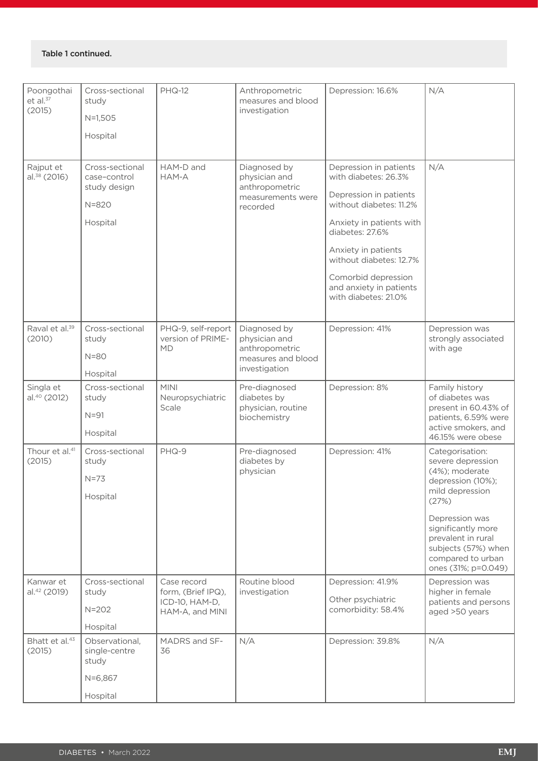Table 1 continued.

| | | | | | |
|---|---|---|---|---|---|
| Poongothai et al.[37] (2015) | Cross-sectional study<br><br>N=1,505<br><br>Hospital | PHQ-12 | Anthropometric measures and blood investigation | Depression: 16.6% | N/A |
| Rajput et al.[38] (2016) | Cross-sectional case–control study design<br><br>N=820<br><br>Hospital | HAM-D and HAM-A | Diagnosed by physician and anthropometric measurements were recorded | Depression in patients with diabetes: 26.3%<br><br>Depression in patients without diabetes: 11.2%<br><br>Anxiety in patients with diabetes: 27.6%<br><br>Anxiety in patients without diabetes: 12.7%<br><br>Comorbid depression and anxiety in patients with diabetes: 21.0% | N/A |
| Raval et al.[39] (2010) | Cross-sectional study<br><br>N=80<br><br>Hospital | PHQ-9, self-report version of PRIME-MD | Diagnosed by physician and anthropometric measures and blood investigation | Depression: 41% | Depression was strongly associated with age |
| Singla et al.[40] (2012) | Cross-sectional study<br><br>N=91<br><br>Hospital | MINI Neuropsychiatric Scale | Pre-diagnosed diabetes by physician, routine biochemistry | Depression: 8% | Family history of diabetes was present in 60.43% of patients, 6.59% were active smokers, and 46.15% were obese |
| Thour et al.[41] (2015) | Cross-sectional study<br><br>N=73<br><br>Hospital | PHQ-9 | Pre-diagnosed diabetes by physician | Depression: 41% | Categorisation: severe depression (4%); moderate depression (10%); mild depression (27%)<br><br>Depression was significantly more prevalent in rural subjects (57%) when compared to urban ones (31%; p=0.049) |
| Kanwar et al.[42] (2019) | Cross-sectional study<br><br>N=202<br><br>Hospital | Case record form, (Brief IPQ), ICD-10, HAM-D, HAM-A, and MINI | Routine blood investigation | Depression: 41.9%<br><br>Other psychiatric comorbidity: 58.4% | Depression was higher in female patients and persons aged >50 years |
| Bhatt et al.[43] (2015) | Observational, single-centre study<br><br>N=6,867<br><br>Hospital | MADRS and SF-36 | N/A | Depression: 39.8% | N/A |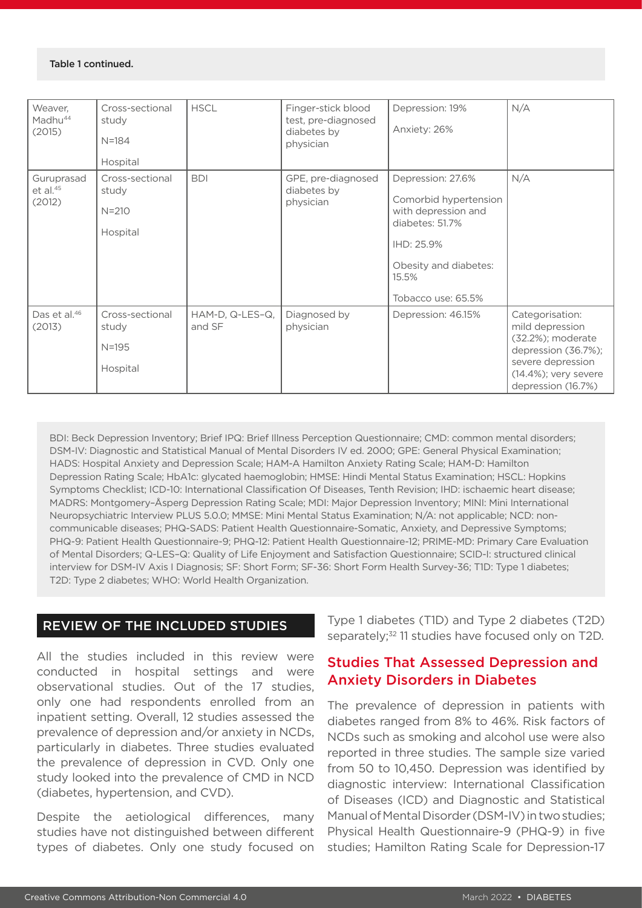Table 1 continued.

| | | | | | |
|---|---|---|---|---|---|
| Weaver, Madhu[44] (2015) | Cross-sectional study<br>N=184<br>Hospital | HSCL | Finger-stick blood test, pre-diagnosed diabetes by physician | Depression: 19%<br>Anxiety: 26% | N/A |
| Guruprasad et al.[45] (2012) | Cross-sectional study<br>N=210<br>Hospital | BDI | GPE, pre-diagnosed diabetes by physician | Depression: 27.6%<br>Comorbid hypertension with depression and diabetes: 51.7%<br>IHD: 25.9%<br>Obesity and diabetes: 15.5%<br>Tobacco use: 65.5% | N/A |
| Das et al.[46] (2013) | Cross-sectional study<br>N=195<br>Hospital | HAM-D, Q-LES–Q, and SF | Diagnosed by physician | Depression: 46.15% | Categorisation: mild depression (32.2%); moderate depression (36.7%); severe depression (14.4%); very severe depression (16.7%) |

BDI: Beck Depression Inventory; Brief IPQ: Brief Illness Perception Questionnaire; CMD: common mental disorders; DSM-IV: Diagnostic and Statistical Manual of Mental Disorders IV ed. 2000; GPE: General Physical Examination; HADS: Hospital Anxiety and Depression Scale; HAM-A Hamilton Anxiety Rating Scale; HAM-D: Hamilton Depression Rating Scale; HbA1c: glycated haemoglobin; HMSE: Hindi Mental Status Examination; HSCL: Hopkins Symptoms Checklist; ICD-10: International Classification Of Diseases, Tenth Revision; IHD: ischaemic heart disease; MADRS: Montgomery–Åsperg Depression Rating Scale; MDI: Major Depression Inventory; MINI: Mini International Neuropsychiatric Interview PLUS 5.0.0; MMSE: Mini Mental Status Examination; N/A: not applicable; NCD: non-communicable diseases; PHQ-SADS: Patient Health Questionnaire-Somatic, Anxiety, and Depressive Symptoms; PHQ-9: Patient Health Questionnaire-9; PHQ-12: Patient Health Questionnaire-12; PRIME-MD: Primary Care Evaluation of Mental Disorders; Q-LES–Q: Quality of Life Enjoyment and Satisfaction Questionnaire; SCID-I: structured clinical interview for DSM-IV Axis I Diagnosis; SF: Short Form; SF-36: Short Form Health Survey-36; T1D: Type 1 diabetes; T2D: Type 2 diabetes; WHO: World Health Organization.

## REVIEW OF THE INCLUDED STUDIES

All the studies included in this review were conducted in hospital settings and were observational studies. Out of the 17 studies, only one had respondents enrolled from an inpatient setting. Overall, 12 studies assessed the prevalence of depression and/or anxiety in NCDs, particularly in diabetes. Three studies evaluated the prevalence of depression in CVD. Only one study looked into the prevalence of CMD in NCD (diabetes, hypertension, and CVD).

Despite the aetiological differences, many studies have not distinguished between different types of diabetes. Only one study focused on Type 1 diabetes (T1D) and Type 2 diabetes (T2D) separately;[32] 11 studies have focused only on T2D.

### Studies That Assessed Depression and Anxiety Disorders in Diabetes

The prevalence of depression in patients with diabetes ranged from 8% to 46%. Risk factors of NCDs such as smoking and alcohol use were also reported in three studies. The sample size varied from 50 to 10,450. Depression was identified by diagnostic interview: International Classification of Diseases (ICD) and Diagnostic and Statistical Manual of Mental Disorder (DSM-IV) in two studies; Physical Health Questionnaire-9 (PHQ-9) in five studies; Hamilton Rating Scale for Depression-17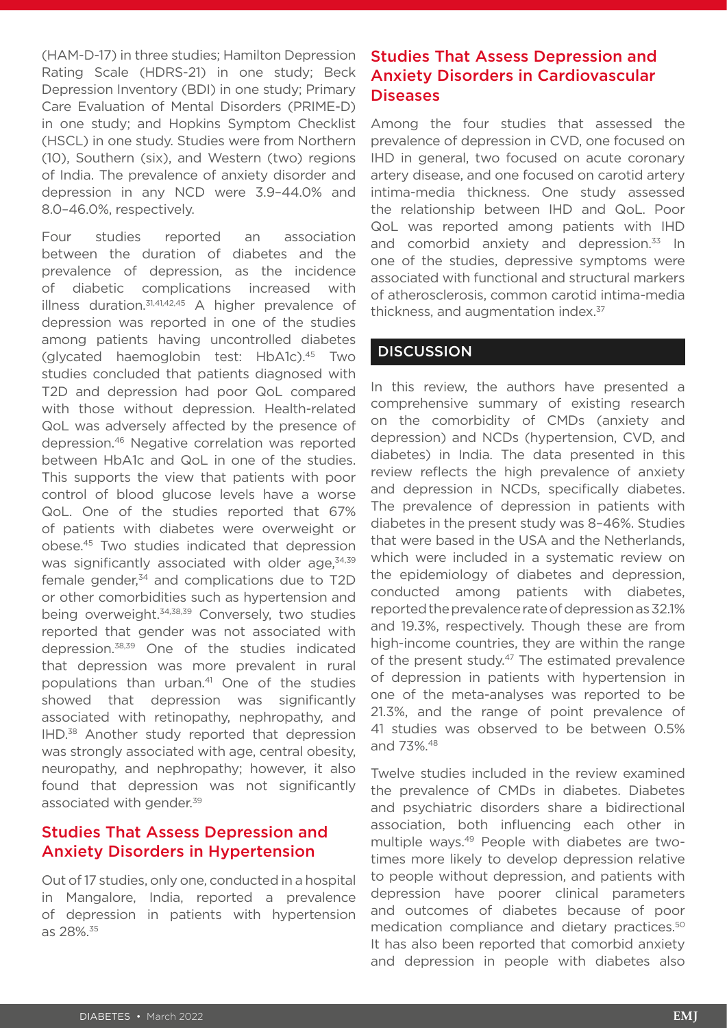(HAM-D-17) in three studies; Hamilton Depression Rating Scale (HDRS-21) in one study; Beck Depression Inventory (BDI) in one study; Primary Care Evaluation of Mental Disorders (PRIME-D) in one study; and Hopkins Symptom Checklist (HSCL) in one study. Studies were from Northern (10), Southern (six), and Western (two) regions of India. The prevalence of anxiety disorder and depression in any NCD were 3.9–44.0% and 8.0–46.0%, respectively.

Four studies reported an association between the duration of diabetes and the prevalence of depression, as the incidence of diabetic complications increased with illness duration.[31,41,42,45] A higher prevalence of depression was reported in one of the studies among patients having uncontrolled diabetes (glycated haemoglobin test: HbA1c).[45] Two studies concluded that patients diagnosed with T2D and depression had poor QoL compared with those without depression. Health-related QoL was adversely affected by the presence of depression.[46] Negative correlation was reported between HbA1c and QoL in one of the studies. This supports the view that patients with poor control of blood glucose levels have a worse QoL. One of the studies reported that 67% of patients with diabetes were overweight or obese.[45] Two studies indicated that depression was significantly associated with older age,[34,39] female gender,[34] and complications due to T2D or other comorbidities such as hypertension and being overweight.[34,38,39] Conversely, two studies reported that gender was not associated with depression.[38,39] One of the studies indicated that depression was more prevalent in rural populations than urban.[41] One of the studies showed that depression was significantly associated with retinopathy, nephropathy, and IHD.[38] Another study reported that depression was strongly associated with age, central obesity, neuropathy, and nephropathy; however, it also found that depression was not significantly associated with gender.[39]

### Studies That Assess Depression and Anxiety Disorders in Hypertension

Out of 17 studies, only one, conducted in a hospital in Mangalore, India, reported a prevalence of depression in patients with hypertension as 28%.[35]

### Studies That Assess Depression and Anxiety Disorders in Cardiovascular Diseases

Among the four studies that assessed the prevalence of depression in CVD, one focused on IHD in general, two focused on acute coronary artery disease, and one focused on carotid artery intima-media thickness. One study assessed the relationship between IHD and QoL. Poor QoL was reported among patients with IHD and comorbid anxiety and depression.[33] In one of the studies, depressive symptoms were associated with functional and structural markers of atherosclerosis, common carotid intima-media thickness, and augmentation index.[37]

## DISCUSSION

In this review, the authors have presented a comprehensive summary of existing research on the comorbidity of CMDs (anxiety and depression) and NCDs (hypertension, CVD, and diabetes) in India. The data presented in this review reflects the high prevalence of anxiety and depression in NCDs, specifically diabetes. The prevalence of depression in patients with diabetes in the present study was 8–46%. Studies that were based in the USA and the Netherlands, which were included in a systematic review on the epidemiology of diabetes and depression, conducted among patients with diabetes, reported the prevalence rate of depression as 32.1% and 19.3%, respectively. Though these are from high-income countries, they are within the range of the present study.[47] The estimated prevalence of depression in patients with hypertension in one of the meta-analyses was reported to be 21.3%, and the range of point prevalence of 41 studies was observed to be between 0.5% and 73%.[48]

Twelve studies included in the review examined the prevalence of CMDs in diabetes. Diabetes and psychiatric disorders share a bidirectional association, both influencing each other in multiple ways.[49] People with diabetes are two-times more likely to develop depression relative to people without depression, and patients with depression have poorer clinical parameters and outcomes of diabetes because of poor medication compliance and dietary practices.[50] It has also been reported that comorbid anxiety and depression in people with diabetes also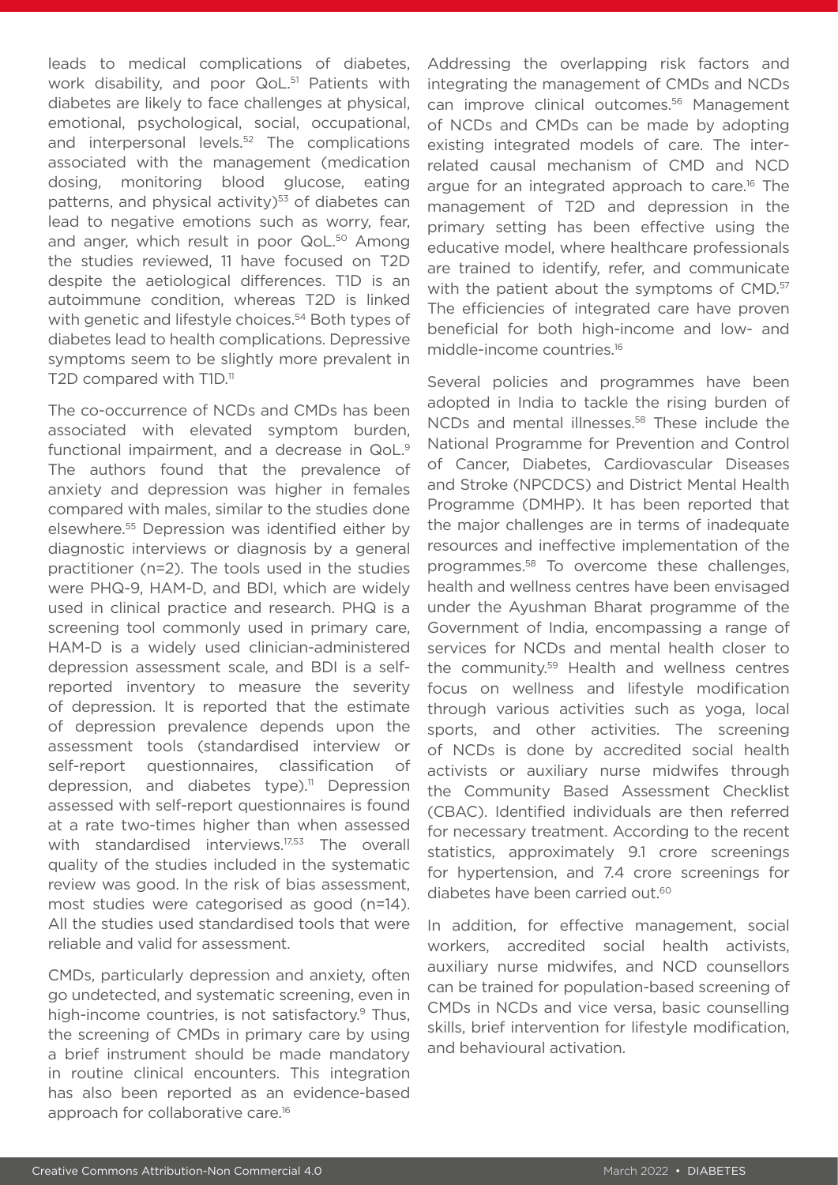leads to medical complications of diabetes, work disability, and poor QoL.[51] Patients with diabetes are likely to face challenges at physical, emotional, psychological, social, occupational, and interpersonal levels.[52] The complications associated with the management (medication dosing, monitoring blood glucose, eating patterns, and physical activity)[53] of diabetes can lead to negative emotions such as worry, fear, and anger, which result in poor QoL.[50] Among the studies reviewed, 11 have focused on T2D despite the aetiological differences. T1D is an autoimmune condition, whereas T2D is linked with genetic and lifestyle choices.[54] Both types of diabetes lead to health complications. Depressive symptoms seem to be slightly more prevalent in T2D compared with T1D.[11]

The co-occurrence of NCDs and CMDs has been associated with elevated symptom burden, functional impairment, and a decrease in QoL.[9] The authors found that the prevalence of anxiety and depression was higher in females compared with males, similar to the studies done elsewhere.[55] Depression was identified either by diagnostic interviews or diagnosis by a general practitioner (n=2). The tools used in the studies were PHQ-9, HAM-D, and BDI, which are widely used in clinical practice and research. PHQ is a screening tool commonly used in primary care, HAM-D is a widely used clinician-administered depression assessment scale, and BDI is a self-reported inventory to measure the severity of depression. It is reported that the estimate of depression prevalence depends upon the assessment tools (standardised interview or self-report questionnaires, classification of depression, and diabetes type).[11] Depression assessed with self-report questionnaires is found at a rate two-times higher than when assessed with standardised interviews.[17,53] The overall quality of the studies included in the systematic review was good. In the risk of bias assessment, most studies were categorised as good (n=14). All the studies used standardised tools that were reliable and valid for assessment.

CMDs, particularly depression and anxiety, often go undetected, and systematic screening, even in high-income countries, is not satisfactory.[9] Thus, the screening of CMDs in primary care by using a brief instrument should be made mandatory in routine clinical encounters. This integration has also been reported as an evidence-based approach for collaborative care.[16]

Addressing the overlapping risk factors and integrating the management of CMDs and NCDs can improve clinical outcomes.[56] Management of NCDs and CMDs can be made by adopting existing integrated models of care. The inter-related causal mechanism of CMD and NCD argue for an integrated approach to care.[16] The management of T2D and depression in the primary setting has been effective using the educative model, where healthcare professionals are trained to identify, refer, and communicate with the patient about the symptoms of CMD.[57] The efficiencies of integrated care have proven beneficial for both high-income and low- and middle-income countries.[16]

Several policies and programmes have been adopted in India to tackle the rising burden of NCDs and mental illnesses.[58] These include the National Programme for Prevention and Control of Cancer, Diabetes, Cardiovascular Diseases and Stroke (NPCDCS) and District Mental Health Programme (DMHP). It has been reported that the major challenges are in terms of inadequate resources and ineffective implementation of the programmes.[58] To overcome these challenges, health and wellness centres have been envisaged under the Ayushman Bharat programme of the Government of India, encompassing a range of services for NCDs and mental health closer to the community.[59] Health and wellness centres focus on wellness and lifestyle modification through various activities such as yoga, local sports, and other activities. The screening of NCDs is done by accredited social health activists or auxiliary nurse midwifes through the Community Based Assessment Checklist (CBAC). Identified individuals are then referred for necessary treatment. According to the recent statistics, approximately 9.1 crore screenings for hypertension, and 7.4 crore screenings for diabetes have been carried out.[60]

In addition, for effective management, social workers, accredited social health activists, auxiliary nurse midwifes, and NCD counsellors can be trained for population-based screening of CMDs in NCDs and vice versa, basic counselling skills, brief intervention for lifestyle modification, and behavioural activation.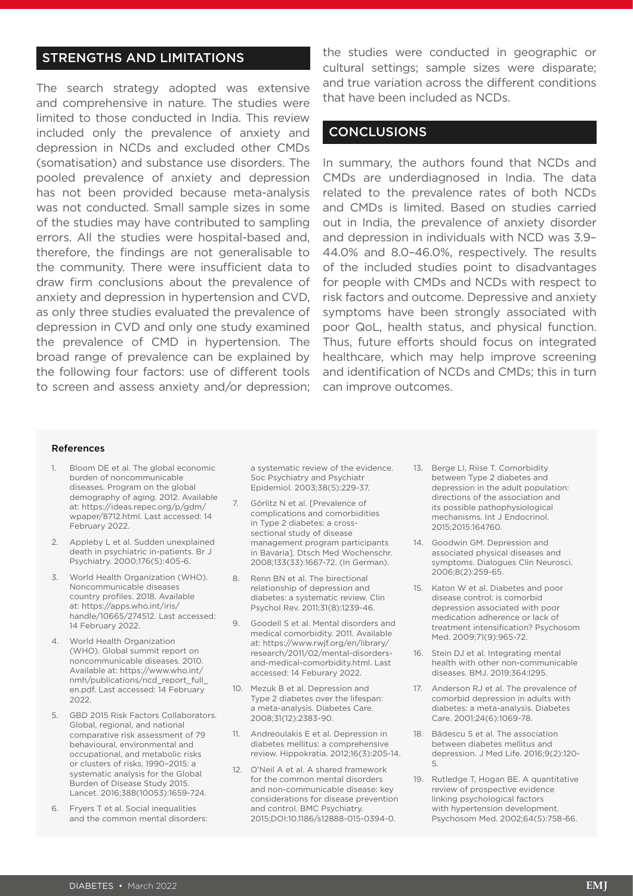## STRENGTHS AND LIMITATIONS

The search strategy adopted was extensive and comprehensive in nature. The studies were limited to those conducted in India. This review included only the prevalence of anxiety and depression in NCDs and excluded other CMDs (somatisation) and substance use disorders. The pooled prevalence of anxiety and depression has not been provided because meta-analysis was not conducted. Small sample sizes in some of the studies may have contributed to sampling errors. All the studies were hospital-based and, therefore, the findings are not generalisable to the community. There were insufficient data to draw firm conclusions about the prevalence of anxiety and depression in hypertension and CVD, as only three studies evaluated the prevalence of depression in CVD and only one study examined the prevalence of CMD in hypertension. The broad range of prevalence can be explained by the following four factors: use of different tools to screen and assess anxiety and/or depression; the studies were conducted in geographic or cultural settings; sample sizes were disparate; and true variation across the different conditions that have been included as NCDs.

## CONCLUSIONS

In summary, the authors found that NCDs and CMDs are underdiagnosed in India. The data related to the prevalence rates of both NCDs and CMDs is limited. Based on studies carried out in India, the prevalence of anxiety disorder and depression in individuals with NCD was 3.9–44.0% and 8.0–46.0%, respectively. The results of the included studies point to disadvantages for people with CMDs and NCDs with respect to risk factors and outcome. Depressive and anxiety symptoms have been strongly associated with poor QoL, health status, and physical function. Thus, future efforts should focus on integrated healthcare, which may help improve screening and identification of NCDs and CMDs; this in turn can improve outcomes.

#### References

1. Bloom DE et al. The global economic burden of noncommunicable diseases. Program on the global demography of aging. 2012. Available at: https://ideas.repec.org/p/gdm/wpaper/8712.html. Last accessed: 14 February 2022.
2. Appleby L et al. Sudden unexplained death in psychiatric in-patients. Br J Psychiatry. 2000;176(5):405-6.
3. World Health Organization (WHO). Noncommunicable diseases country profiles. 2018. Available at: https://apps.who.int/iris/handle/10665/274512. Last accessed: 14 February 2022.
4. World Health Organization (WHO). Global summit report on noncommunicable diseases. 2010. Available at: https://www.who.int/nmh/publications/ncd_report_full_en.pdf. Last accessed: 14 February 2022.
5. GBD 2015 Risk Factors Collaborators. Global, regional, and national comparative risk assessment of 79 behavioural, environmental and occupational, and metabolic risks or clusters of risks, 1990–2015: a systematic analysis for the Global Burden of Disease Study 2015. Lancet. 2016;388(10053):1659-724.
6. Fryers T et al. Social inequalities and the common mental disorders: a systematic review of the evidence. Soc Psychiatry and Psychiatr Epidemiol. 2003;38(5):229-37.
7. Görlitz N et al. [Prevalence of complications and comorbidities in Type 2 diabetes: a cross-sectional study of disease management program participants in Bavaria]. Dtsch Med Wochenschr. 2008;133(33):1667-72. (In German).
8. Renn BN et al. The birectional relationship of depression and diabetes: a systematic review. Clin Psychol Rev. 2011;31(8):1239-46.
9. Goodell S et al. Mental disorders and medical comorbidity. 2011. Available at: https://www.rwjf.org/en/library/research/2011/02/mental-disorders-and-medical-comorbidity.html. Last accessed: 14 Feburary 2022.
10. Mezuk B et al. Depression and Type 2 diabetes over the lifespan: a meta-analysis. Diabetes Care. 2008;31(12):2383-90.
11. Andreoulakis E et al. Depression in diabetes mellitus: a comprehensive review. Hippokratia. 2012;16(3):205-14.
12. O'Neil A et al. A shared framework for the common mental disorders and non-communicable disease: key considerations for disease prevention and control. BMC Psychiatry. 2015;DOI:10.1186/s12888-015-0394-0.
13. Berge LI, Riise T. Comorbidity between Type 2 diabetes and depression in the adult population: directions of the association and its possible pathophysiological mechanisms. Int J Endocrinol. 2015;2015:164760.
14. Goodwin GM. Depression and associated physical diseases and symptoms. Dialogues Clin Neurosci. 2006;8(2):259-65.
15. Katon W et al. Diabetes and poor disease control: is comorbid depression associated with poor medication adherence or lack of treatment intensification? Psychosom Med. 2009;71(9):965-72.
16. Stein DJ et al. Integrating mental health with other non-communicable diseases. BMJ. 2019;364:l295.
17. Anderson RJ et al. The prevalence of comorbid depression in adults with diabetes: a meta-analysis. Diabetes Care. 2001;24(6):1069-78.
18. Bădescu S et al. The association between diabetes mellitus and depression. J Med Life. 2016;9(2):120-5.
19. Rutledge T, Hogan BE. A quantitative review of prospective evidence linking psychological factors with hypertension development. Psychosom Med. 2002;64(5):758-66.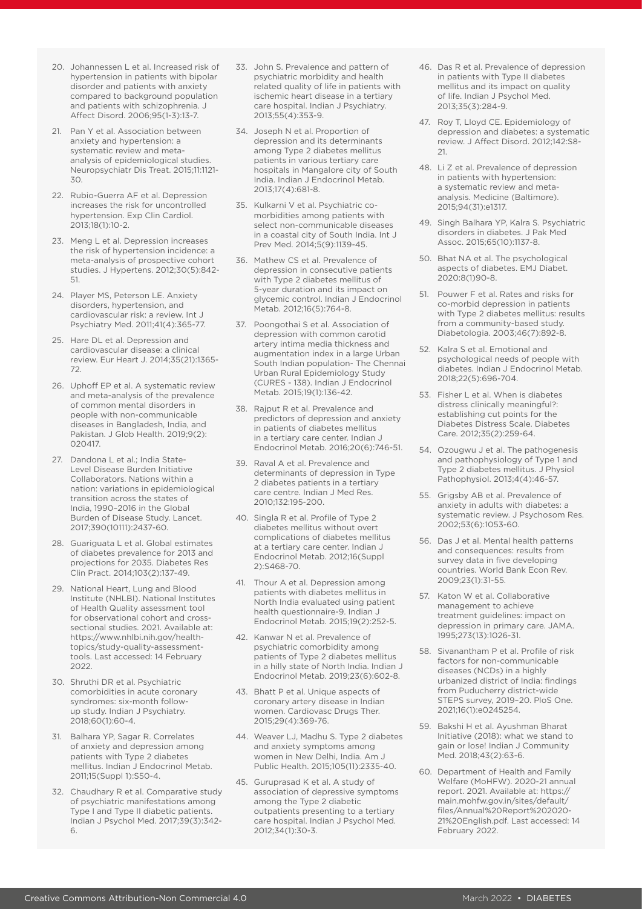20. Johannessen L et al. Increased risk of hypertension in patients with bipolar disorder and patients with anxiety compared to background population and patients with schizophrenia. J Affect Disord. 2006;95(1-3):13-7.
21. Pan Y et al. Association between anxiety and hypertension: a systematic review and meta-analysis of epidemiological studies. Neuropsychiatr Dis Treat. 2015;11:1121-30.
22. Rubio-Guerra AF et al. Depression increases the risk for uncontrolled hypertension. Exp Clin Cardiol. 2013;18(1):10-2.
23. Meng L et al. Depression increases the risk of hypertension incidence: a meta-analysis of prospective cohort studies. J Hypertens. 2012;30(5):842-51.
24. Player MS, Peterson LE. Anxiety disorders, hypertension, and cardiovascular risk: a review. Int J Psychiatry Med. 2011;41(4):365-77.
25. Hare DL et al. Depression and cardiovascular disease: a clinical review. Eur Heart J. 2014;35(21):1365-72.
26. Uphoff EP et al. A systematic review and meta-analysis of the prevalence of common mental disorders in people with non-communicable diseases in Bangladesh, India, and Pakistan. J Glob Health. 2019;9(2):020417.
27. Dandona L et al.; India State-Level Disease Burden Initiative Collaborators. Nations within a nation: variations in epidemiological transition across the states of India, 1990–2016 in the Global Burden of Disease Study. Lancet. 2017;390(10111):2437-60.
28. Guariguata L et al. Global estimates of diabetes prevalence for 2013 and projections for 2035. Diabetes Res Clin Pract. 2014;103(2):137-49.
29. National Heart, Lung and Blood Institute (NHLBI). National Institutes of Health Quality assessment tool for observational cohort and cross-sectional studies. 2021. Available at: https://www.nhlbi.nih.gov/health-topics/study-quality-assessment-tools. Last accessed: 14 February 2022.
30. Shruthi DR et al. Psychiatric comorbidities in acute coronary syndromes: six-month follow-up study. Indian J Psychiatry. 2018;60(1):60-4.
31. Balhara YP, Sagar R. Correlates of anxiety and depression among patients with Type 2 diabetes mellitus. Indian J Endocrinol Metab. 2011;15(Suppl 1):S50-4.
32. Chaudhary R et al. Comparative study of psychiatric manifestations among Type I and Type II diabetic patients. Indian J Psychol Med. 2017;39(3):342-6.
33. John S. Prevalence and pattern of psychiatric morbidity and health related quality of life in patients with ischemic heart disease in a tertiary care hospital. Indian J Psychiatry. 2013;55(4):353-9.
34. Joseph N et al. Proportion of depression and its determinants among Type 2 diabetes mellitus patients in various tertiary care hospitals in Mangalore city of South India. Indian J Endocrinol Metab. 2013;17(4):681-8.
35. Kulkarni V et al. Psychiatric co-morbidities among patients with select non-communicable diseases in a coastal city of South India. Int J Prev Med. 2014;5(9):1139-45.
36. Mathew CS et al. Prevalence of depression in consecutive patients with Type 2 diabetes mellitus of 5-year duration and its impact on glycemic control. Indian J Endocrinol Metab. 2012;16(5):764-8.
37. Poongothai S et al. Association of depression with common carotid artery intima media thickness and augmentation index in a large Urban South Indian population- The Chennai Urban Rural Epidemiology Study (CURES - 138). Indian J Endocrinol Metab. 2015;19(1):136-42.
38. Rajput R et al. Prevalence and predictors of depression and anxiety in patients of diabetes mellitus in a tertiary care center. Indian J Endocrinol Metab. 2016;20(6):746-51.
39. Raval A et al. Prevalence and determinants of depression in Type 2 diabetes patients in a tertiary care centre. Indian J Med Res. 2010;132:195-200.
40. Singla R et al. Profile of Type 2 diabetes mellitus without overt complications of diabetes mellitus at a tertiary care center. Indian J Endocrinol Metab. 2012;16(Suppl 2):S468-70.
41. Thour A et al. Depression among patients with diabetes mellitus in North India evaluated using patient health questionnaire-9. Indian J Endocrinol Metab. 2015;19(2):252-5.
42. Kanwar N et al. Prevalence of psychiatric comorbidity among patients of Type 2 diabetes mellitus in a hilly state of North India. Indian J Endocrinol Metab. 2019;23(6):602-8.
43. Bhatt P et al. Unique aspects of coronary artery disease in Indian women. Cardiovasc Drugs Ther. 2015;29(4):369-76.
44. Weaver LJ, Madhu S. Type 2 diabetes and anxiety symptoms among women in New Delhi, India. Am J Public Health. 2015;105(11):2335-40.
45. Guruprasad K et al. A study of association of depressive symptoms among the Type 2 diabetic outpatients presenting to a tertiary care hospital. Indian J Psychol Med. 2012;34(1):30-3.
46. Das R et al. Prevalence of depression in patients with Type II diabetes mellitus and its impact on quality of life. Indian J Psychol Med. 2013;35(3):284-9.
47. Roy T, Lloyd CE. Epidemiology of depression and diabetes: a systematic review. J Affect Disord. 2012;142:S8-21.
48. Li Z et al. Prevalence of depression in patients with hypertension: a systematic review and meta-analysis. Medicine (Baltimore). 2015;94(31):e1317.
49. Singh Balhara YP, Kalra S. Psychiatric disorders in diabetes. J Pak Med Assoc. 2015;65(10):1137-8.
50. Bhat NA et al. The psychological aspects of diabetes. EMJ Diabet. 2020:8(1)90-8.
51. Pouwer F et al. Rates and risks for co-morbid depression in patients with Type 2 diabetes mellitus: results from a community-based study. Diabetologia. 2003;46(7):892-8.
52. Kalra S et al. Emotional and psychological needs of people with diabetes. Indian J Endocrinol Metab. 2018;22(5):696-704.
53. Fisher L et al. When is diabetes distress clinically meaningful?: establishing cut points for the Diabetes Distress Scale. Diabetes Care. 2012;35(2):259-64.
54. Ozougwu J et al. The pathogenesis and pathophysiology of Type 1 and Type 2 diabetes mellitus. J Physiol Pathophysiol. 2013;4(4):46-57.
55. Grigsby AB et al. Prevalence of anxiety in adults with diabetes: a systematic review. J Psychosom Res. 2002;53(6):1053-60.
56. Das J et al. Mental health patterns and consequences: results from survey data in five developing countries. World Bank Econ Rev. 2009;23(1):31-55.
57. Katon W et al. Collaborative management to achieve treatment guidelines: impact on depression in primary care. JAMA. 1995;273(13):1026-31.
58. Sivanantham P et al. Profile of risk factors for non-communicable diseases (NCDs) in a highly urbanized district of India: findings from Puducherry district-wide STEPS survey, 2019–20. PloS One. 2021;16(1):e0245254.
59. Bakshi H et al. Ayushman Bharat Initiative (2018): what we stand to gain or lose! Indian J Community Med. 2018;43(2):63-6.
60. Department of Health and Family Welfare (MoHFW). 2020-21 annual report. 2021. Available at: https://main.mohfw.gov.in/sites/default/files/Annual%20Report%202020-21%20English.pdf. Last accessed: 14 February 2022.